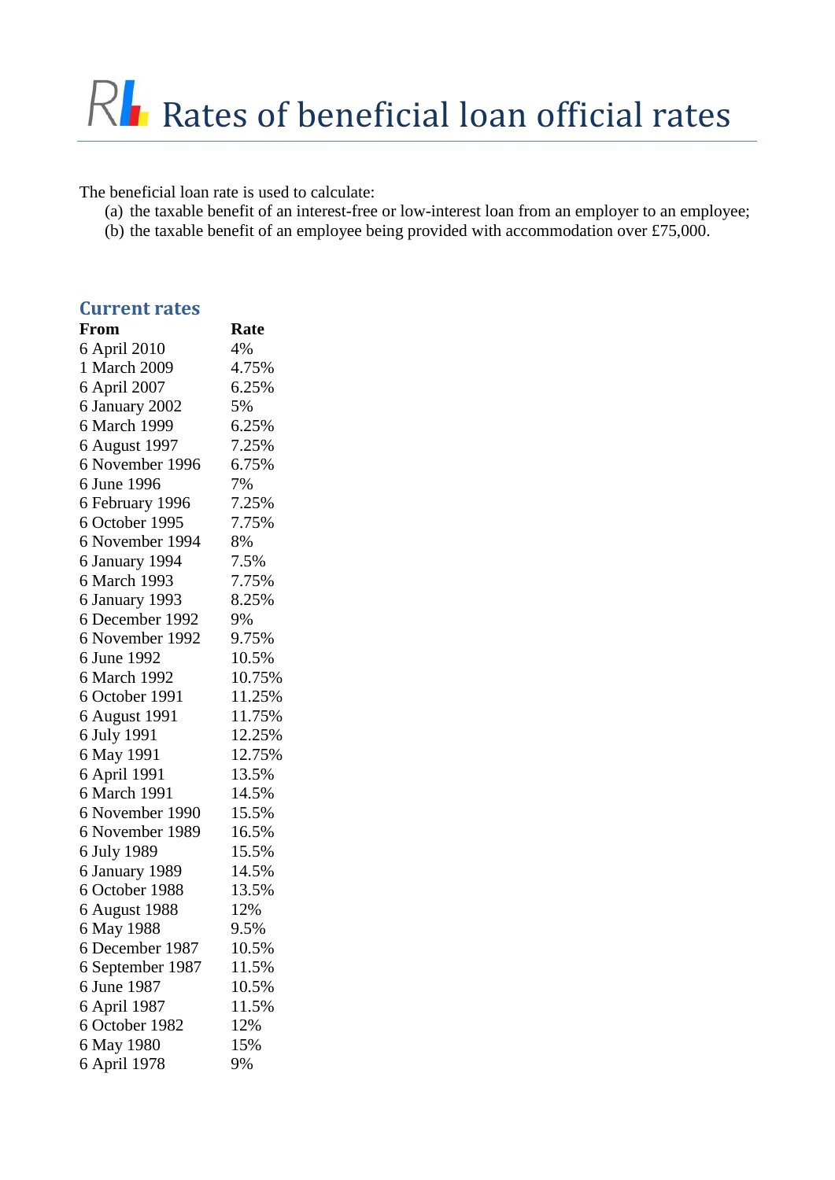# Rates of beneficial loan official rates

The beneficial loan rate is used to calculate:

(a) the taxable benefit of an interest-free or low-interest loan from an employer to an employee;
(b) the taxable benefit of an employee being provided with accommodation over £75,000.

## Current rates

| From | Rate |
|---|---|
| 6 April 2010 | 4% |
| 1 March 2009 | 4.75% |
| 6 April 2007 | 6.25% |
| 6 January 2002 | 5% |
| 6 March 1999 | 6.25% |
| 6 August 1997 | 7.25% |
| 6 November 1996 | 6.75% |
| 6 June 1996 | 7% |
| 6 February 1996 | 7.25% |
| 6 October 1995 | 7.75% |
| 6 November 1994 | 8% |
| 6 January 1994 | 7.5% |
| 6 March 1993 | 7.75% |
| 6 January 1993 | 8.25% |
| 6 December 1992 | 9% |
| 6 November 1992 | 9.75% |
| 6 June 1992 | 10.5% |
| 6 March 1992 | 10.75% |
| 6 October 1991 | 11.25% |
| 6 August 1991 | 11.75% |
| 6 July 1991 | 12.25% |
| 6 May 1991 | 12.75% |
| 6 April 1991 | 13.5% |
| 6 March 1991 | 14.5% |
| 6 November 1990 | 15.5% |
| 6 November 1989 | 16.5% |
| 6 July 1989 | 15.5% |
| 6 January 1989 | 14.5% |
| 6 October 1988 | 13.5% |
| 6 August 1988 | 12% |
| 6 May 1988 | 9.5% |
| 6 December 1987 | 10.5% |
| 6 September 1987 | 11.5% |
| 6 June 1987 | 10.5% |
| 6 April 1987 | 11.5% |
| 6 October 1982 | 12% |
| 6 May 1980 | 15% |
| 6 April 1978 | 9% |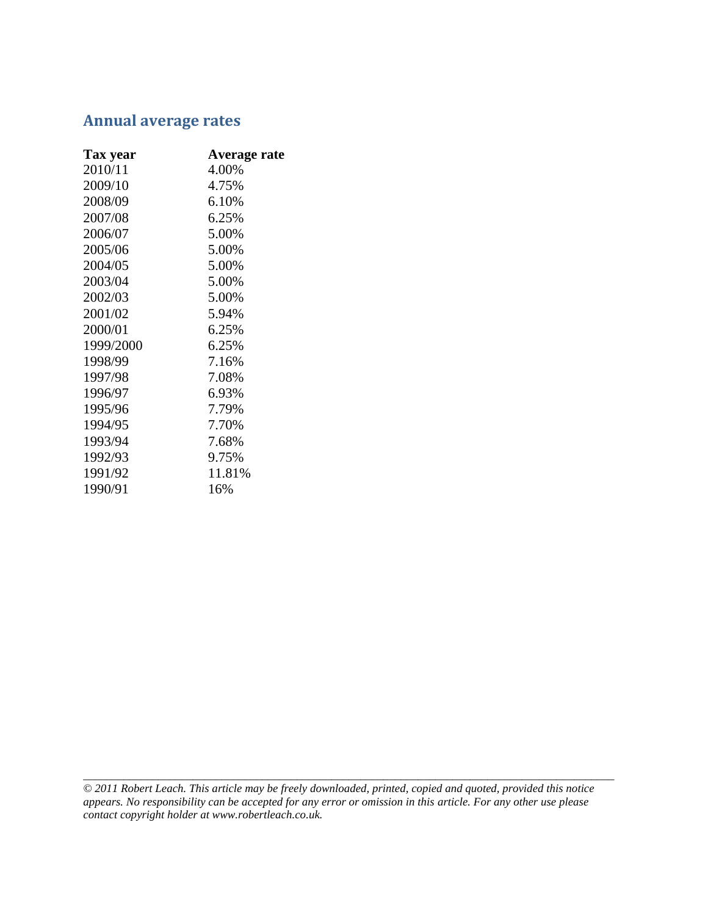## Annual average rates

| Tax year | Average rate |
|---|---|
| 2010/11 | 4.00% |
| 2009/10 | 4.75% |
| 2008/09 | 6.10% |
| 2007/08 | 6.25% |
| 2006/07 | 5.00% |
| 2005/06 | 5.00% |
| 2004/05 | 5.00% |
| 2003/04 | 5.00% |
| 2002/03 | 5.00% |
| 2001/02 | 5.94% |
| 2000/01 | 6.25% |
| 1999/2000 | 6.25% |
| 1998/99 | 7.16% |
| 1997/98 | 7.08% |
| 1996/97 | 6.93% |
| 1995/96 | 7.79% |
| 1994/95 | 7.70% |
| 1993/94 | 7.68% |
| 1992/93 | 9.75% |
| 1991/92 | 11.81% |
| 1990/91 | 16% |

*© 2011 Robert Leach. This article may be freely downloaded, printed, copied and quoted, provided this notice appears. No responsibility can be accepted for any error or omission in this article. For any other use please contact copyright holder at www.robertleach.co.uk.*